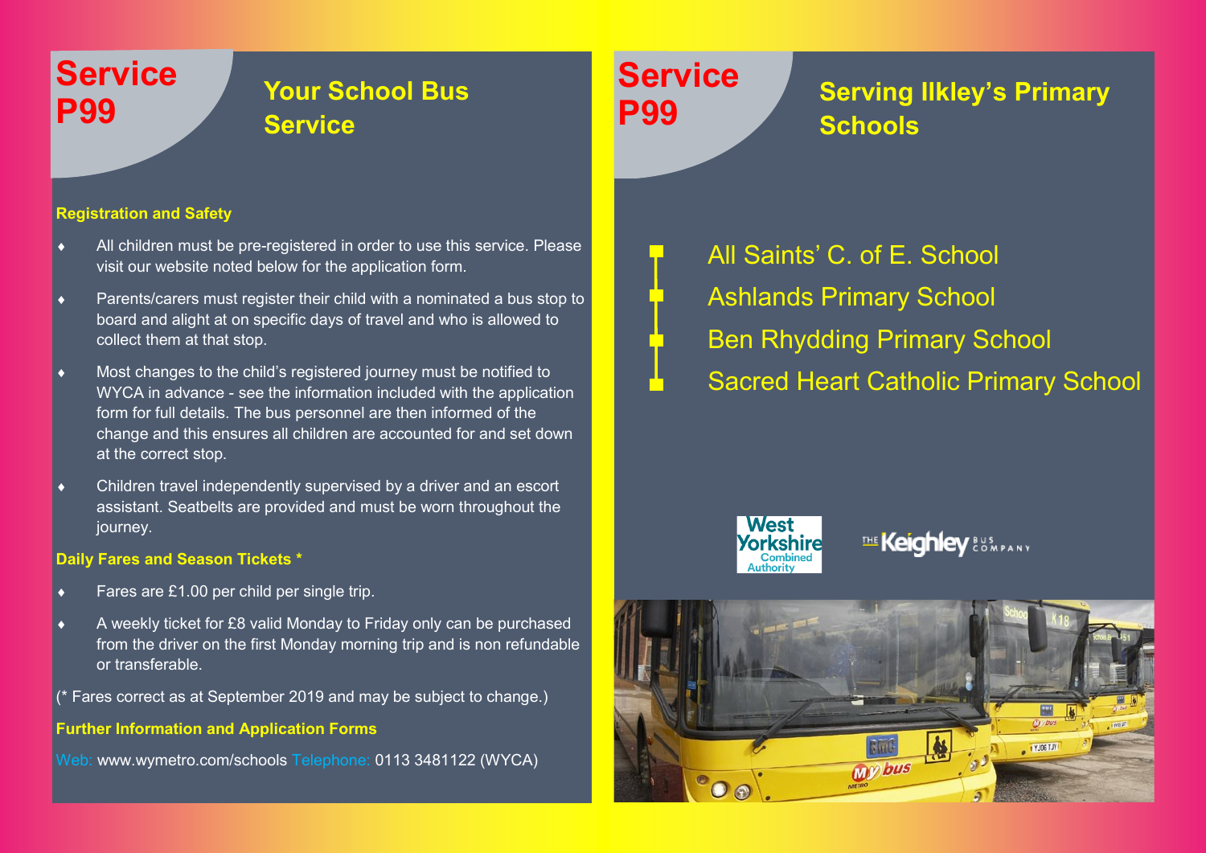# Service P99

## Your School Bus Service

### Registration and Safety

- All children must be pre-registered in order to use this service. Please visit our website noted below for the application form.
- Parents/carers must register their child with a nominated a bus stop to board and alight at on specific days of travel and who is allowed to collect them at that stop.
- Most changes to the child's registered journey must be notified to WYCA in advance - see the information included with the application form for full details. The bus personnel are then informed of the change and this ensures all children are accounted for and set down at the correct stop.
- Children travel independently supervised by a driver and an escort assistant. Seatbelts are provided and must be worn throughout the journey.

### Daily Fares and Season Tickets *

- Fares are £1.00 per child per single trip.
- A weekly ticket for £8 valid Monday to Friday only can be purchased from the driver on the first Monday morning trip and is non refundable or transferable.

(* Fares correct as at September 2019 and may be subject to change.)

### Further Information and Application Forms

Web: www.wymetro.com/schools Telephone: 0113 3481122 (WYCA)

# Service P99

## Serving Ilkley's Primary Schools

- All Saints' C. of E. School
- Ashlands Primary School
- Ben Rhydding Primary School
- Sacred Heart Catholic Primary School

West Yorkshire Combined Authority

The Keighley Bus Company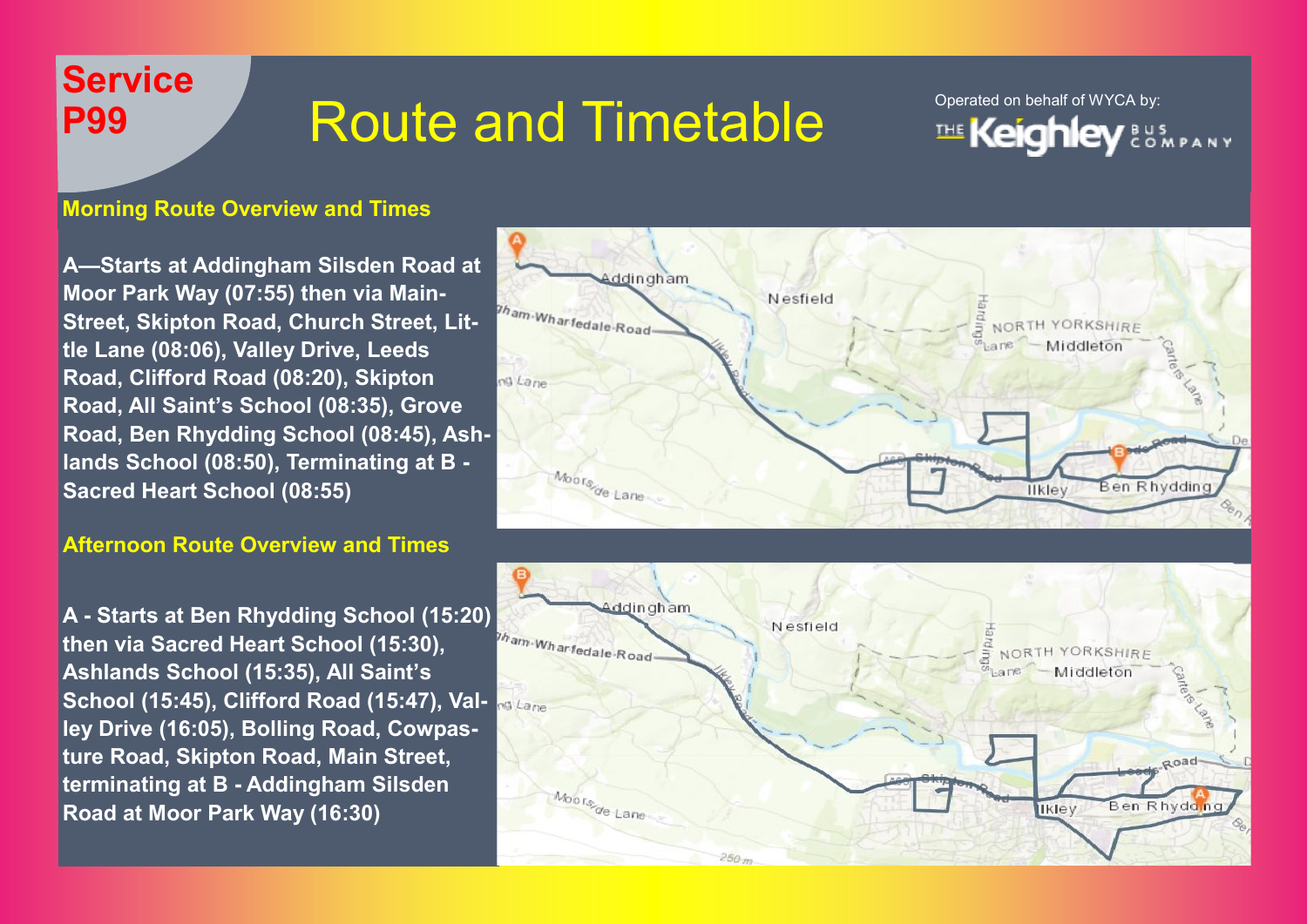# Service P99

# Route and Timetable

Operated on behalf of WYCA by:

THE Keighley BUS COMPANY

## Morning Route Overview and Times

**A—Starts at Addingham Silsden Road at Moor Park Way (07:55) then via Main-Street, Skipton Road, Church Street, Little Lane (08:06), Valley Drive, Leeds Road, Clifford Road (08:20), Skipton Road, All Saint's School (08:35), Grove Road, Ben Rhydding School (08:45), Ashlands School (08:50), Terminating at B - Sacred Heart School (08:55)**

## Afternoon Route Overview and Times

**A - Starts at Ben Rhydding School (15:20) then via Sacred Heart School (15:30), Ashlands School (15:35), All Saint's School (15:45), Clifford Road (15:47), Valley Drive (16:05), Bolling Road, Cowpasture Road, Skipton Road, Main Street, terminating at B - Addingham Silsden Road at Moor Park Way (16:30)**